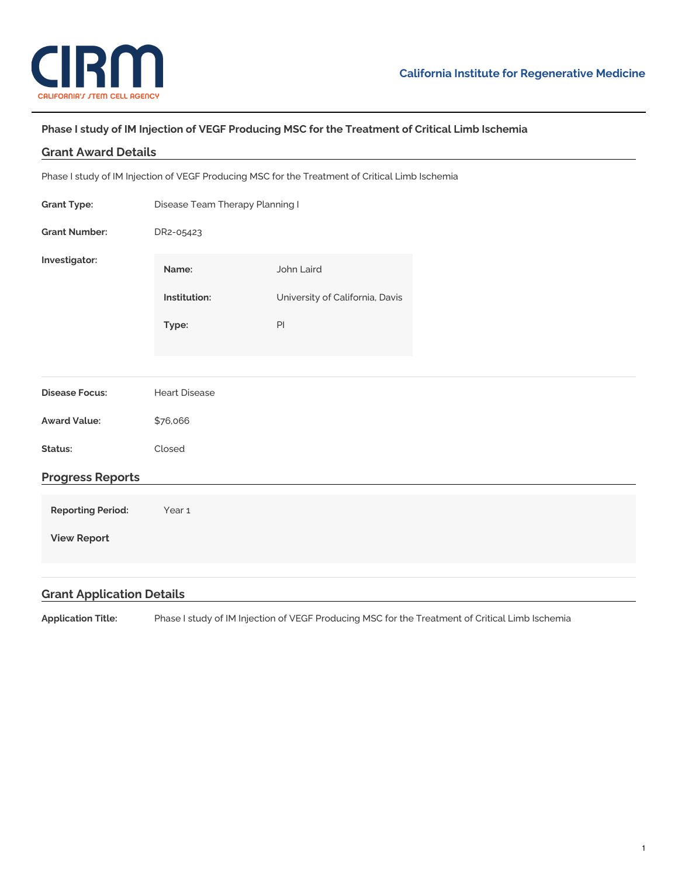California Institute for Regenerative Medicine

# Phase I study of IM Injection of VEGF Producing MSC for the Treatment of Critical Limb Ischemia

## Grant Award Details

Phase I study of IM Injection of VEGF Producing MSC for the Treatment of Critical Limb Ischemia

**Grant Type:** Disease Team Therapy Planning I

**Grant Number:** DR2-05423

**Investigator:**

| | |
|---|---|
| **Name:** | John Laird |
| **Institution:** | University of California, Davis |
| **Type:** | PI |

**Disease Focus:** Heart Disease

**Award Value:** $76,066

**Status:** Closed

## Progress Reports

**Reporting Period:** Year 1

**View Report**

## Grant Application Details

**Application Title:** Phase I study of IM Injection of VEGF Producing MSC for the Treatment of Critical Limb Ischemia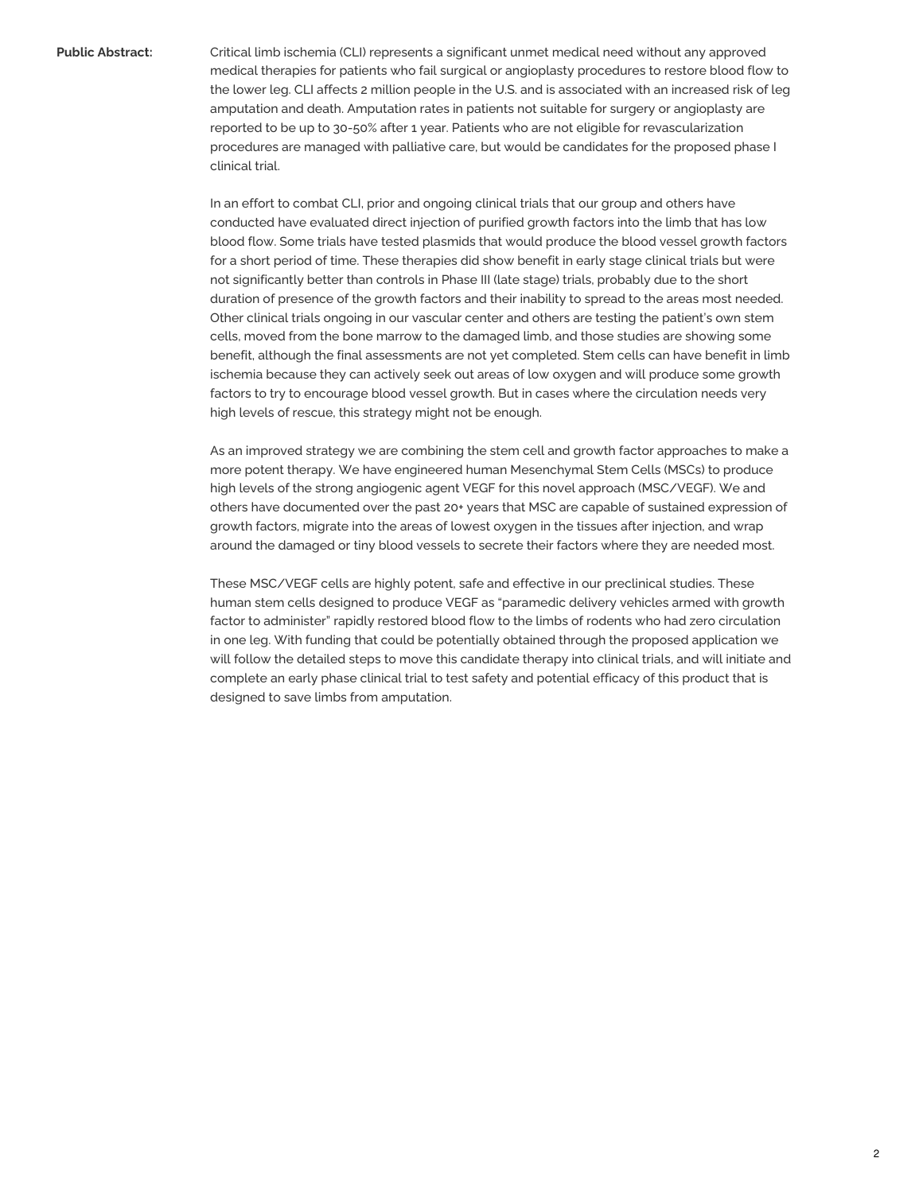**Public Abstract:**

Critical limb ischemia (CLI) represents a significant unmet medical need without any approved medical therapies for patients who fail surgical or angioplasty procedures to restore blood flow to the lower leg. CLI affects 2 million people in the U.S. and is associated with an increased risk of leg amputation and death. Amputation rates in patients not suitable for surgery or angioplasty are reported to be up to 30-50% after 1 year. Patients who are not eligible for revascularization procedures are managed with palliative care, but would be candidates for the proposed phase I clinical trial.

In an effort to combat CLI, prior and ongoing clinical trials that our group and others have conducted have evaluated direct injection of purified growth factors into the limb that has low blood flow. Some trials have tested plasmids that would produce the blood vessel growth factors for a short period of time. These therapies did show benefit in early stage clinical trials but were not significantly better than controls in Phase III (late stage) trials, probably due to the short duration of presence of the growth factors and their inability to spread to the areas most needed. Other clinical trials ongoing in our vascular center and others are testing the patient's own stem cells, moved from the bone marrow to the damaged limb, and those studies are showing some benefit, although the final assessments are not yet completed. Stem cells can have benefit in limb ischemia because they can actively seek out areas of low oxygen and will produce some growth factors to try to encourage blood vessel growth. But in cases where the circulation needs very high levels of rescue, this strategy might not be enough.

As an improved strategy we are combining the stem cell and growth factor approaches to make a more potent therapy. We have engineered human Mesenchymal Stem Cells (MSCs) to produce high levels of the strong angiogenic agent VEGF for this novel approach (MSC/VEGF). We and others have documented over the past 20+ years that MSC are capable of sustained expression of growth factors, migrate into the areas of lowest oxygen in the tissues after injection, and wrap around the damaged or tiny blood vessels to secrete their factors where they are needed most.

These MSC/VEGF cells are highly potent, safe and effective in our preclinical studies. These human stem cells designed to produce VEGF as "paramedic delivery vehicles armed with growth factor to administer" rapidly restored blood flow to the limbs of rodents who had zero circulation in one leg. With funding that could be potentially obtained through the proposed application we will follow the detailed steps to move this candidate therapy into clinical trials, and will initiate and complete an early phase clinical trial to test safety and potential efficacy of this product that is designed to save limbs from amputation.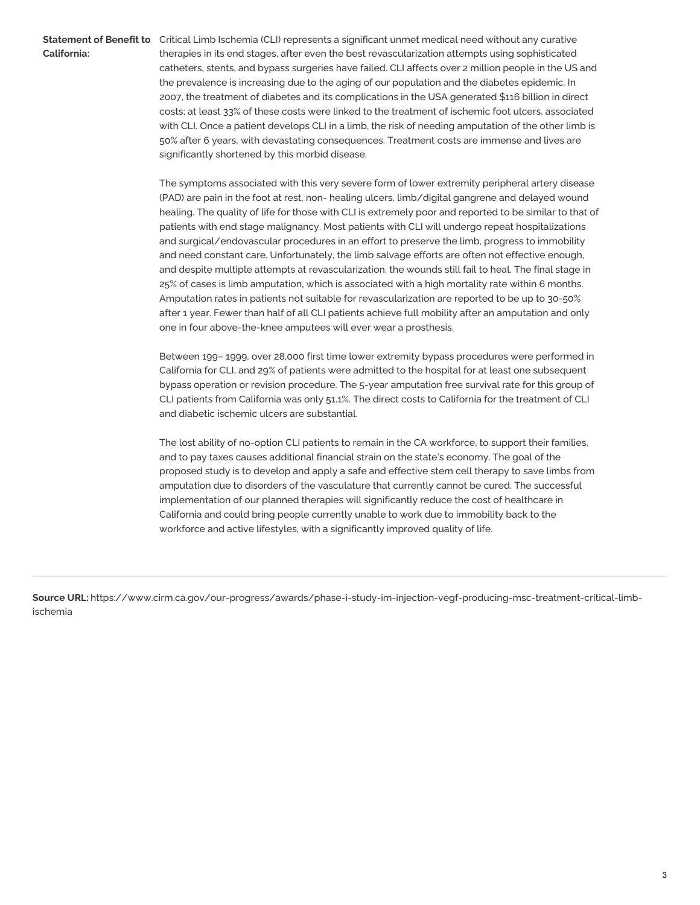**Statement of Benefit to California:**

Critical Limb Ischemia (CLI) represents a significant unmet medical need without any curative therapies in its end stages, after even the best revascularization attempts using sophisticated catheters, stents, and bypass surgeries have failed. CLI affects over 2 million people in the US and the prevalence is increasing due to the aging of our population and the diabetes epidemic. In 2007, the treatment of diabetes and its complications in the USA generated $116 billion in direct costs; at least 33% of these costs were linked to the treatment of ischemic foot ulcers, associated with CLI. Once a patient develops CLI in a limb, the risk of needing amputation of the other limb is 50% after 6 years, with devastating consequences. Treatment costs are immense and lives are significantly shortened by this morbid disease.

The symptoms associated with this very severe form of lower extremity peripheral artery disease (PAD) are pain in the foot at rest, non- healing ulcers, limb/digital gangrene and delayed wound healing. The quality of life for those with CLI is extremely poor and reported to be similar to that of patients with end stage malignancy. Most patients with CLI will undergo repeat hospitalizations and surgical/endovascular procedures in an effort to preserve the limb, progress to immobility and need constant care. Unfortunately, the limb salvage efforts are often not effective enough, and despite multiple attempts at revascularization, the wounds still fail to heal. The final stage in 25% of cases is limb amputation, which is associated with a high mortality rate within 6 months. Amputation rates in patients not suitable for revascularization are reported to be up to 30-50% after 1 year. Fewer than half of all CLI patients achieve full mobility after an amputation and only one in four above-the-knee amputees will ever wear a prosthesis.

Between 199– 1999, over 28,000 first time lower extremity bypass procedures were performed in California for CLI, and 29% of patients were admitted to the hospital for at least one subsequent bypass operation or revision procedure. The 5-year amputation free survival rate for this group of CLI patients from California was only 51.1%. The direct costs to California for the treatment of CLI and diabetic ischemic ulcers are substantial.

The lost ability of no-option CLI patients to remain in the CA workforce, to support their families, and to pay taxes causes additional financial strain on the state's economy. The goal of the proposed study is to develop and apply a safe and effective stem cell therapy to save limbs from amputation due to disorders of the vasculature that currently cannot be cured. The successful implementation of our planned therapies will significantly reduce the cost of healthcare in California and could bring people currently unable to work due to immobility back to the workforce and active lifestyles, with a significantly improved quality of life.

---

**Source URL:** https://www.cirm.ca.gov/our-progress/awards/phase-i-study-im-injection-vegf-producing-msc-treatment-critical-limb-ischemia